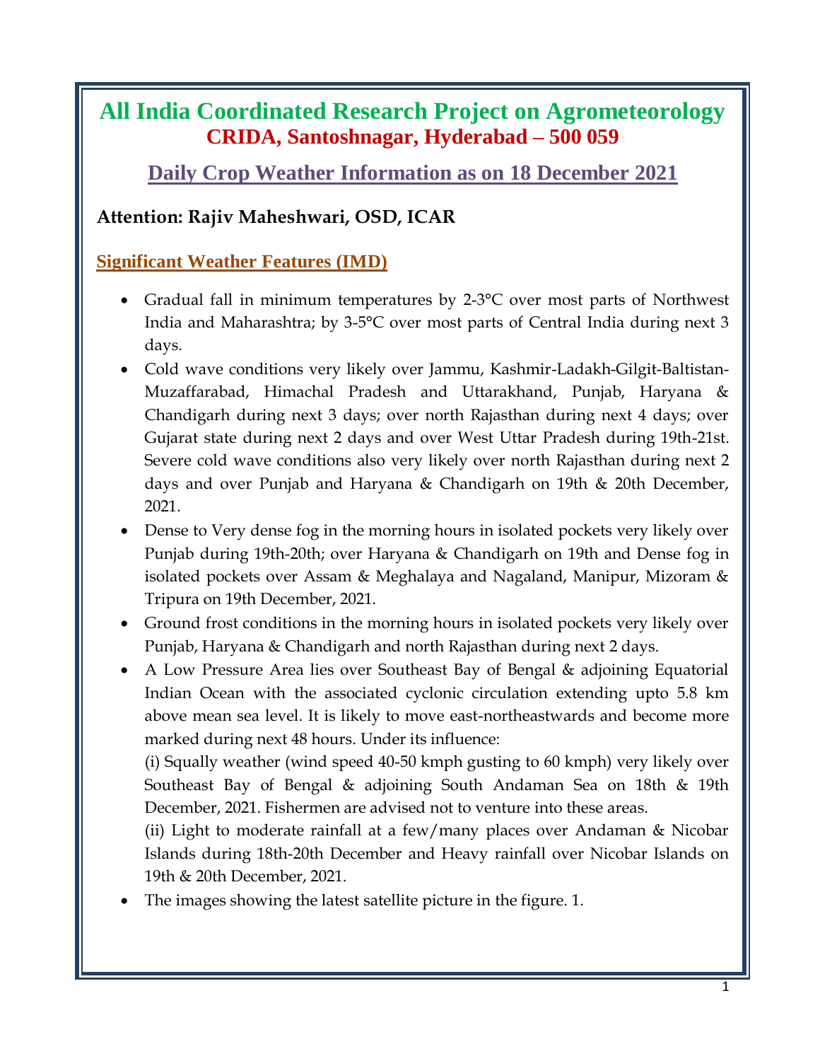# All India Coordinated Research Project on Agrometeorology

## CRIDA, Santoshnagar, Hyderabad – 500 059

## Daily Crop Weather Information as on 18 December 2021

**Attention: Rajiv Maheshwari, OSD, ICAR**

### Significant Weather Features (IMD)

- Gradual fall in minimum temperatures by 2-3°C over most parts of Northwest India and Maharashtra; by 3-5°C over most parts of Central India during next 3 days.
- Cold wave conditions very likely over Jammu, Kashmir-Ladakh-Gilgit-Baltistan-Muzaffarabad, Himachal Pradesh and Uttarakhand, Punjab, Haryana & Chandigarh during next 3 days; over north Rajasthan during next 4 days; over Gujarat state during next 2 days and over West Uttar Pradesh during 19th-21st. Severe cold wave conditions also very likely over north Rajasthan during next 2 days and over Punjab and Haryana & Chandigarh on 19th & 20th December, 2021.
- Dense to Very dense fog in the morning hours in isolated pockets very likely over Punjab during 19th-20th; over Haryana & Chandigarh on 19th and Dense fog in isolated pockets over Assam & Meghalaya and Nagaland, Manipur, Mizoram & Tripura on 19th December, 2021.
- Ground frost conditions in the morning hours in isolated pockets very likely over Punjab, Haryana & Chandigarh and north Rajasthan during next 2 days.
- A Low Pressure Area lies over Southeast Bay of Bengal & adjoining Equatorial Indian Ocean with the associated cyclonic circulation extending upto 5.8 km above mean sea level. It is likely to move east-northeastwards and become more marked during next 48 hours. Under its influence:

  (i) Squally weather (wind speed 40-50 kmph gusting to 60 kmph) very likely over Southeast Bay of Bengal & adjoining South Andaman Sea on 18th & 19th December, 2021. Fishermen are advised not to venture into these areas.

  (ii) Light to moderate rainfall at a few/many places over Andaman & Nicobar Islands during 18th-20th December and Heavy rainfall over Nicobar Islands on 19th & 20th December, 2021.
- The images showing the latest satellite picture in the figure. 1.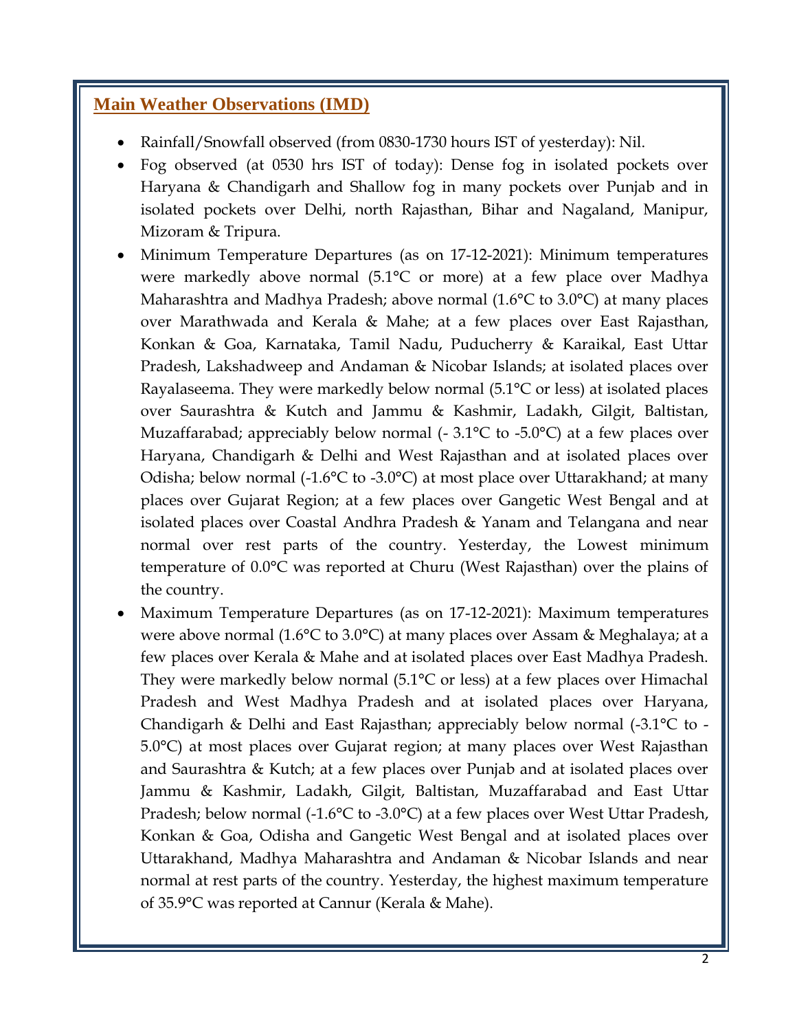## Main Weather Observations (IMD)

- Rainfall/Snowfall observed (from 0830-1730 hours IST of yesterday): Nil.
- Fog observed (at 0530 hrs IST of today): Dense fog in isolated pockets over Haryana & Chandigarh and Shallow fog in many pockets over Punjab and in isolated pockets over Delhi, north Rajasthan, Bihar and Nagaland, Manipur, Mizoram & Tripura.
- Minimum Temperature Departures (as on 17-12-2021): Minimum temperatures were markedly above normal (5.1°C or more) at a few place over Madhya Maharashtra and Madhya Pradesh; above normal (1.6°C to 3.0°C) at many places over Marathwada and Kerala & Mahe; at a few places over East Rajasthan, Konkan & Goa, Karnataka, Tamil Nadu, Puducherry & Karaikal, East Uttar Pradesh, Lakshadweep and Andaman & Nicobar Islands; at isolated places over Rayalaseema. They were markedly below normal (5.1°C or less) at isolated places over Saurashtra & Kutch and Jammu & Kashmir, Ladakh, Gilgit, Baltistan, Muzaffarabad; appreciably below normal (- 3.1°C to -5.0°C) at a few places over Haryana, Chandigarh & Delhi and West Rajasthan and at isolated places over Odisha; below normal (-1.6°C to -3.0°C) at most place over Uttarakhand; at many places over Gujarat Region; at a few places over Gangetic West Bengal and at isolated places over Coastal Andhra Pradesh & Yanam and Telangana and near normal over rest parts of the country. Yesterday, the Lowest minimum temperature of 0.0°C was reported at Churu (West Rajasthan) over the plains of the country.
- Maximum Temperature Departures (as on 17-12-2021): Maximum temperatures were above normal (1.6°C to 3.0°C) at many places over Assam & Meghalaya; at a few places over Kerala & Mahe and at isolated places over East Madhya Pradesh. They were markedly below normal (5.1°C or less) at a few places over Himachal Pradesh and West Madhya Pradesh and at isolated places over Haryana, Chandigarh & Delhi and East Rajasthan; appreciably below normal (-3.1°C to -5.0°C) at most places over Gujarat region; at many places over West Rajasthan and Saurashtra & Kutch; at a few places over Punjab and at isolated places over Jammu & Kashmir, Ladakh, Gilgit, Baltistan, Muzaffarabad and East Uttar Pradesh; below normal (-1.6°C to -3.0°C) at a few places over West Uttar Pradesh, Konkan & Goa, Odisha and Gangetic West Bengal and at isolated places over Uttarakhand, Madhya Maharashtra and Andaman & Nicobar Islands and near normal at rest parts of the country. Yesterday, the highest maximum temperature of 35.9°C was reported at Cannur (Kerala & Mahe).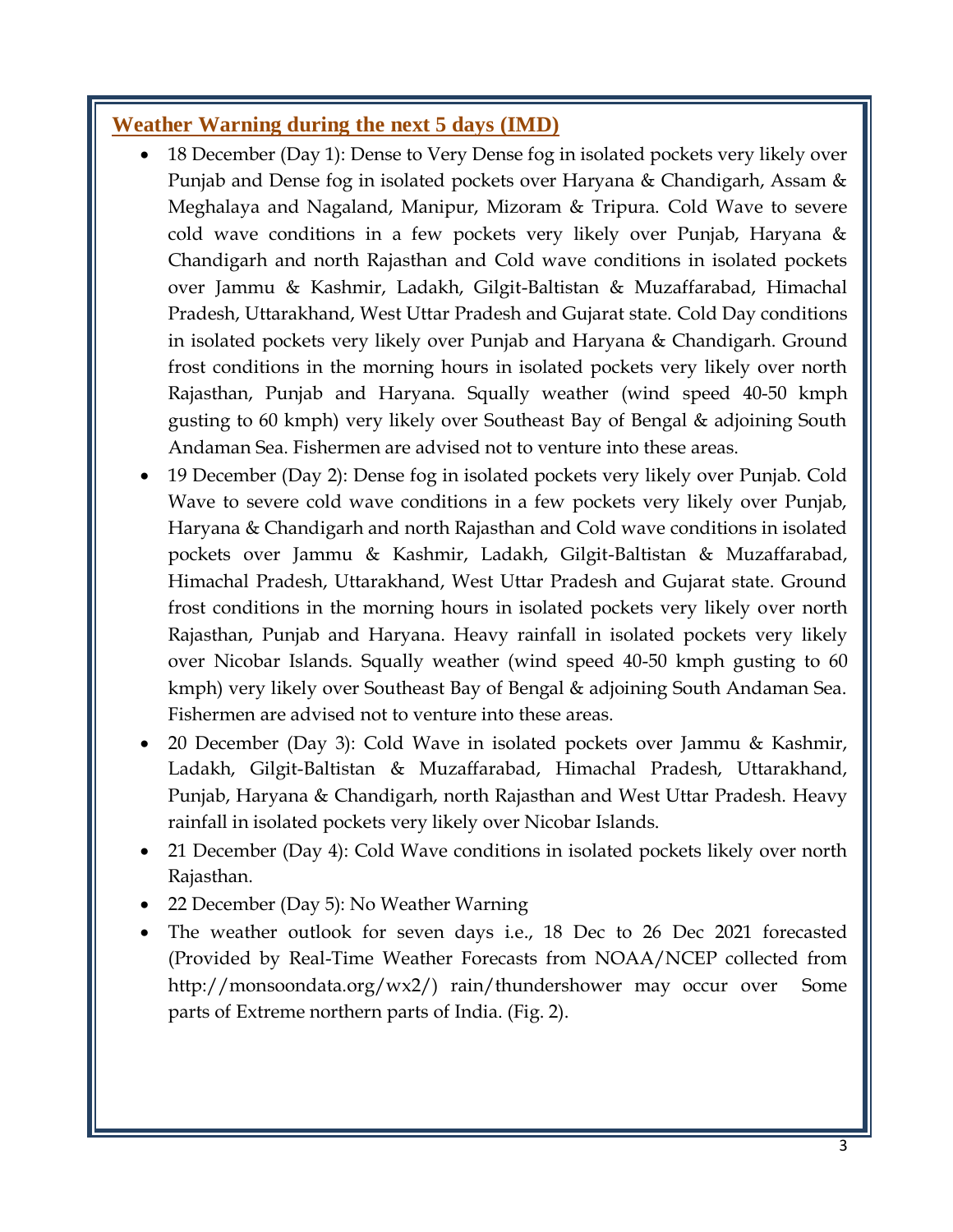## Weather Warning during the next 5 days (IMD)

- 18 December (Day 1): Dense to Very Dense fog in isolated pockets very likely over Punjab and Dense fog in isolated pockets over Haryana & Chandigarh, Assam & Meghalaya and Nagaland, Manipur, Mizoram & Tripura. Cold Wave to severe cold wave conditions in a few pockets very likely over Punjab, Haryana & Chandigarh and north Rajasthan and Cold wave conditions in isolated pockets over Jammu & Kashmir, Ladakh, Gilgit-Baltistan & Muzaffarabad, Himachal Pradesh, Uttarakhand, West Uttar Pradesh and Gujarat state. Cold Day conditions in isolated pockets very likely over Punjab and Haryana & Chandigarh. Ground frost conditions in the morning hours in isolated pockets very likely over north Rajasthan, Punjab and Haryana. Squally weather (wind speed 40-50 kmph gusting to 60 kmph) very likely over Southeast Bay of Bengal & adjoining South Andaman Sea. Fishermen are advised not to venture into these areas.
- 19 December (Day 2): Dense fog in isolated pockets very likely over Punjab. Cold Wave to severe cold wave conditions in a few pockets very likely over Punjab, Haryana & Chandigarh and north Rajasthan and Cold wave conditions in isolated pockets over Jammu & Kashmir, Ladakh, Gilgit-Baltistan & Muzaffarabad, Himachal Pradesh, Uttarakhand, West Uttar Pradesh and Gujarat state. Ground frost conditions in the morning hours in isolated pockets very likely over north Rajasthan, Punjab and Haryana. Heavy rainfall in isolated pockets very likely over Nicobar Islands. Squally weather (wind speed 40-50 kmph gusting to 60 kmph) very likely over Southeast Bay of Bengal & adjoining South Andaman Sea. Fishermen are advised not to venture into these areas.
- 20 December (Day 3): Cold Wave in isolated pockets over Jammu & Kashmir, Ladakh, Gilgit-Baltistan & Muzaffarabad, Himachal Pradesh, Uttarakhand, Punjab, Haryana & Chandigarh, north Rajasthan and West Uttar Pradesh. Heavy rainfall in isolated pockets very likely over Nicobar Islands.
- 21 December (Day 4): Cold Wave conditions in isolated pockets likely over north Rajasthan.
- 22 December (Day 5): No Weather Warning
- The weather outlook for seven days i.e., 18 Dec to 26 Dec 2021 forecasted (Provided by Real-Time Weather Forecasts from NOAA/NCEP collected from http://monsoondata.org/wx2/) rain/thundershower may occur over Some parts of Extreme northern parts of India. (Fig. 2).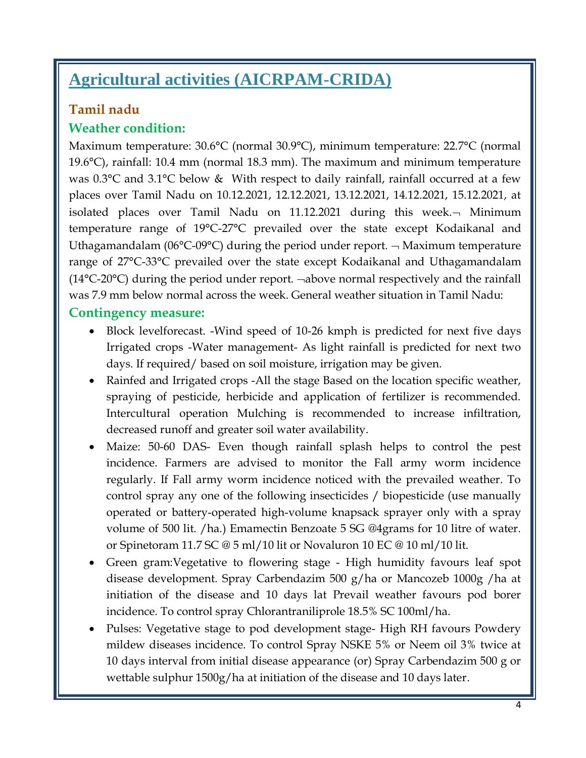# Agricultural activities (AICRPAM-CRIDA)

## Tamil nadu

### Weather condition:

Maximum temperature: 30.6°C (normal 30.9°C), minimum temperature: 22.7°C (normal 19.6°C), rainfall: 10.4 mm (normal 18.3 mm). The maximum and minimum temperature was 0.3°C and 3.1°C below & With respect to daily rainfall, rainfall occurred at a few places over Tamil Nadu on 10.12.2021, 12.12.2021, 13.12.2021, 14.12.2021, 15.12.2021, at isolated places over Tamil Nadu on 11.12.2021 during this week.¬ Minimum temperature range of 19°C-27°C prevailed over the state except Kodaikanal and Uthagamandalam (06°C-09°C) during the period under report. ¬ Maximum temperature range of 27°C-33°C prevailed over the state except Kodaikanal and Uthagamandalam (14°C-20°C) during the period under report. ¬above normal respectively and the rainfall was 7.9 mm below normal across the week. General weather situation in Tamil Nadu:

### Contingency measure:

- Block levelforecast. -Wind speed of 10-26 kmph is predicted for next five days Irrigated crops -Water management- As light rainfall is predicted for next two days. If required/ based on soil moisture, irrigation may be given.
- Rainfed and Irrigated crops -All the stage Based on the location specific weather, spraying of pesticide, herbicide and application of fertilizer is recommended. Intercultural operation Mulching is recommended to increase infiltration, decreased runoff and greater soil water availability.
- Maize: 50-60 DAS- Even though rainfall splash helps to control the pest incidence. Farmers are advised to monitor the Fall army worm incidence regularly. If Fall army worm incidence noticed with the prevailed weather. To control spray any one of the following insecticides / biopesticide (use manually operated or battery-operated high-volume knapsack sprayer only with a spray volume of 500 lit. /ha.) Emamectin Benzoate 5 SG @4grams for 10 litre of water. or Spinetoram 11.7 SC @ 5 ml/10 lit or Novaluron 10 EC @ 10 ml/10 lit.
- Green gram:Vegetative to flowering stage - High humidity favours leaf spot disease development. Spray Carbendazim 500 g/ha or Mancozeb 1000g /ha at initiation of the disease and 10 days lat Prevail weather favours pod borer incidence. To control spray Chlorantraniliprole 18.5% SC 100ml/ha.
- Pulses: Vegetative stage to pod development stage- High RH favours Powdery mildew diseases incidence. To control Spray NSKE 5% or Neem oil 3% twice at 10 days interval from initial disease appearance (or) Spray Carbendazim 500 g or wettable sulphur 1500g/ha at initiation of the disease and 10 days later.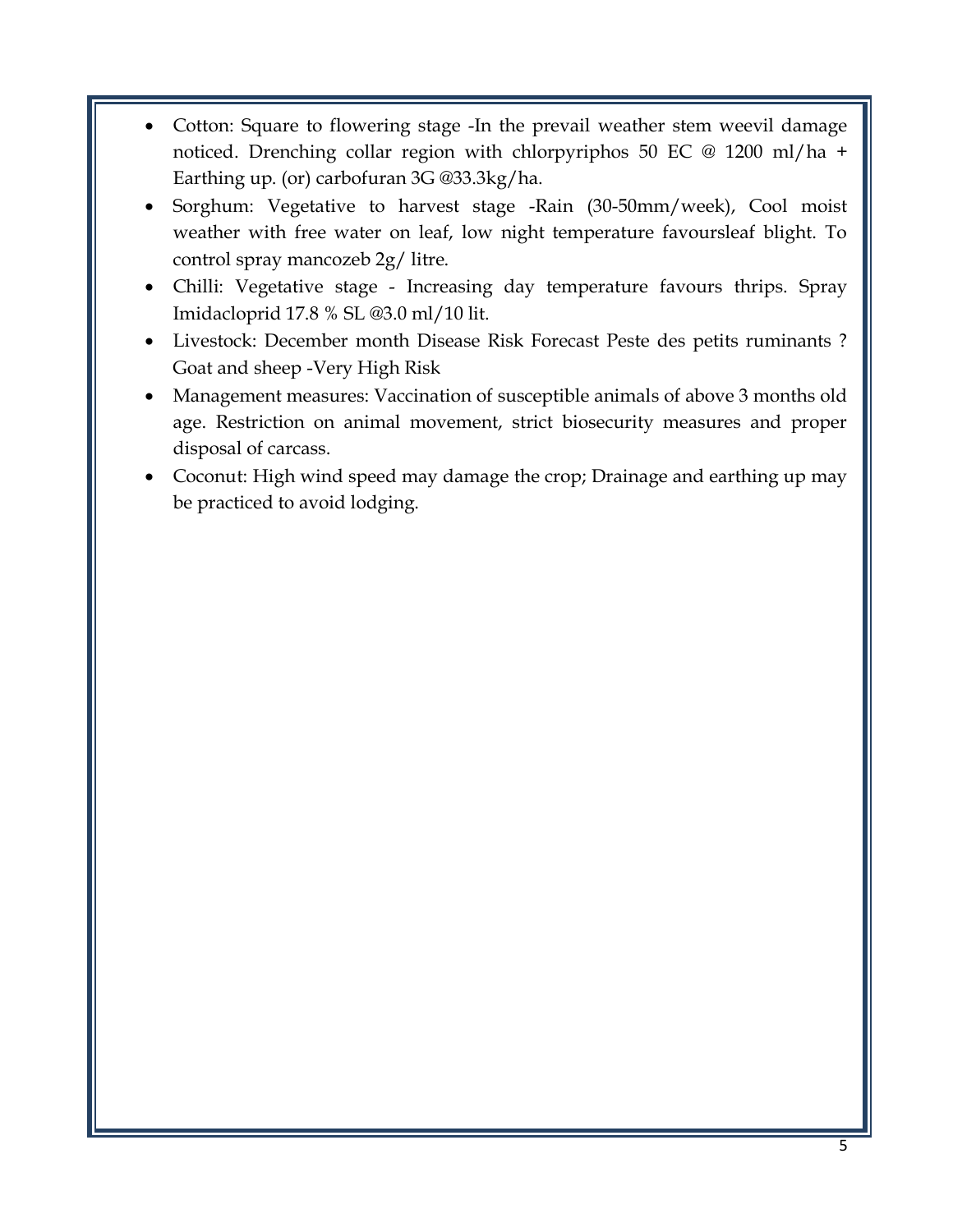- Cotton: Square to flowering stage -In the prevail weather stem weevil damage noticed. Drenching collar region with chlorpyriphos 50 EC @ 1200 ml/ha + Earthing up. (or) carbofuran 3G @33.3kg/ha.
- Sorghum: Vegetative to harvest stage -Rain (30-50mm/week), Cool moist weather with free water on leaf, low night temperature favoursleaf blight. To control spray mancozeb 2g/ litre.
- Chilli: Vegetative stage - Increasing day temperature favours thrips. Spray Imidacloprid 17.8 % SL @3.0 ml/10 lit.
- Livestock: December month Disease Risk Forecast Peste des petits ruminants ? Goat and sheep -Very High Risk
- Management measures: Vaccination of susceptible animals of above 3 months old age. Restriction on animal movement, strict biosecurity measures and proper disposal of carcass.
- Coconut: High wind speed may damage the crop; Drainage and earthing up may be practiced to avoid lodging.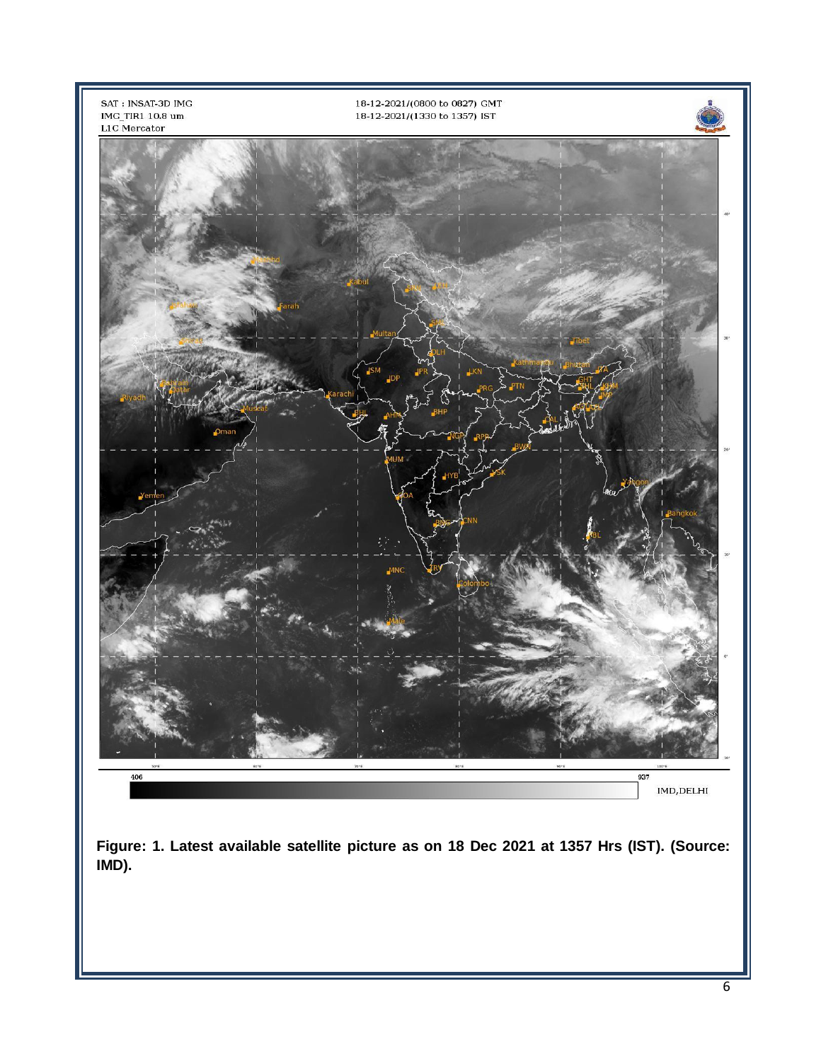**Figure: 1. Latest available satellite picture as on 18 Dec 2021 at 1357 Hrs (IST). (Source: IMD).**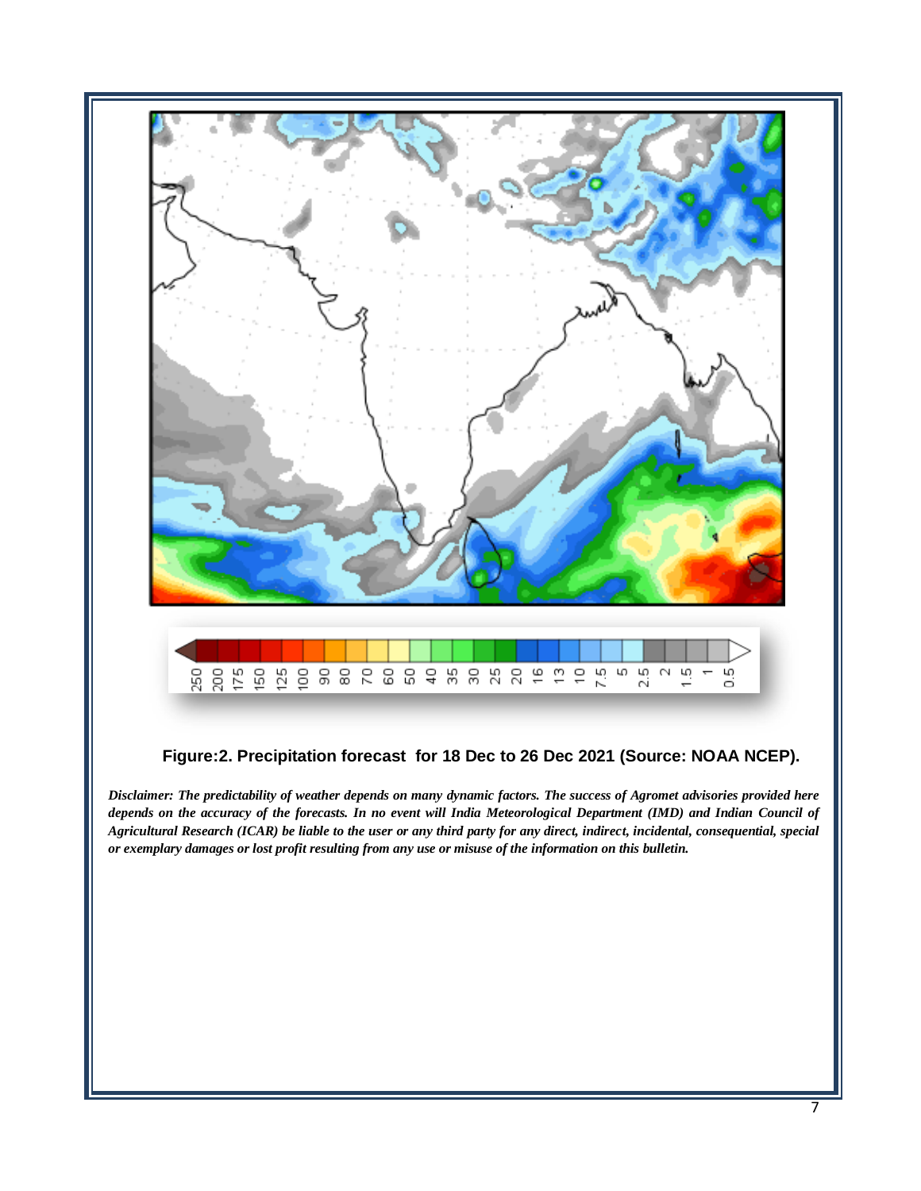250 200 175 150 125 100 90 80 70 60 50 40 35 30 25 20 16 13 10 7.5 5 2.5 2 1.5 1 0.5

**Figure:2. Precipitation forecast for 18 Dec to 26 Dec 2021 (Source: NOAA NCEP).**

***Disclaimer: The predictability of weather depends on many dynamic factors. The success of Agromet advisories provided here depends on the accuracy of the forecasts. In no event will India Meteorological Department (IMD) and Indian Council of Agricultural Research (ICAR) be liable to the user or any third party for any direct, indirect, incidental, consequential, special or exemplary damages or lost profit resulting from any use or misuse of the information on this bulletin.***